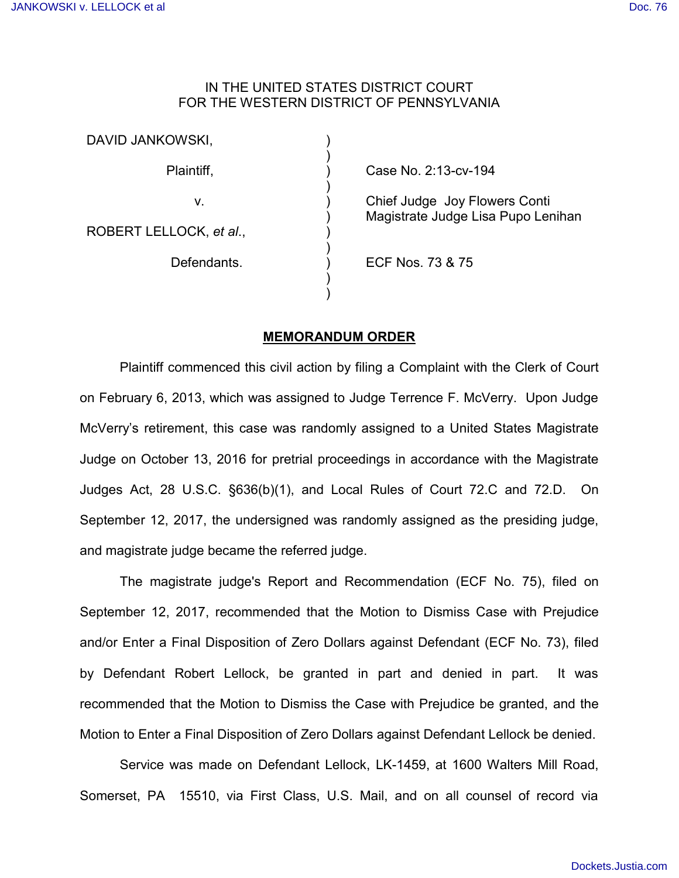IN THE UNITED STATES DISTRICT COURT
FOR THE WESTERN DISTRICT OF PENNSYLVANIA

| | | |
|---|---|---|
| DAVID JANKOWSKI, | ) | |
| Plaintiff, | ) | Case No. 2:13-cv-194 |
| v. | ) | Chief Judge Joy Flowers Conti<br>Magistrate Judge Lisa Pupo Lenihan |
| ROBERT LELLOCK, *et al.*, | ) | |
| Defendants. | ) | ECF Nos. 73 & 75 |

**MEMORANDUM ORDER**

Plaintiff commenced this civil action by filing a Complaint with the Clerk of Court on February 6, 2013, which was assigned to Judge Terrence F. McVerry. Upon Judge McVerry's retirement, this case was randomly assigned to a United States Magistrate Judge on October 13, 2016 for pretrial proceedings in accordance with the Magistrate Judges Act, 28 U.S.C. §636(b)(1), and Local Rules of Court 72.C and 72.D. On September 12, 2017, the undersigned was randomly assigned as the presiding judge, and magistrate judge became the referred judge.

The magistrate judge's Report and Recommendation (ECF No. 75), filed on September 12, 2017, recommended that the Motion to Dismiss Case with Prejudice and/or Enter a Final Disposition of Zero Dollars against Defendant (ECF No. 73), filed by Defendant Robert Lellock, be granted in part and denied in part. It was recommended that the Motion to Dismiss the Case with Prejudice be granted, and the Motion to Enter a Final Disposition of Zero Dollars against Defendant Lellock be denied.

Service was made on Defendant Lellock, LK-1459, at 1600 Walters Mill Road, Somerset, PA 15510, via First Class, U.S. Mail, and on all counsel of record via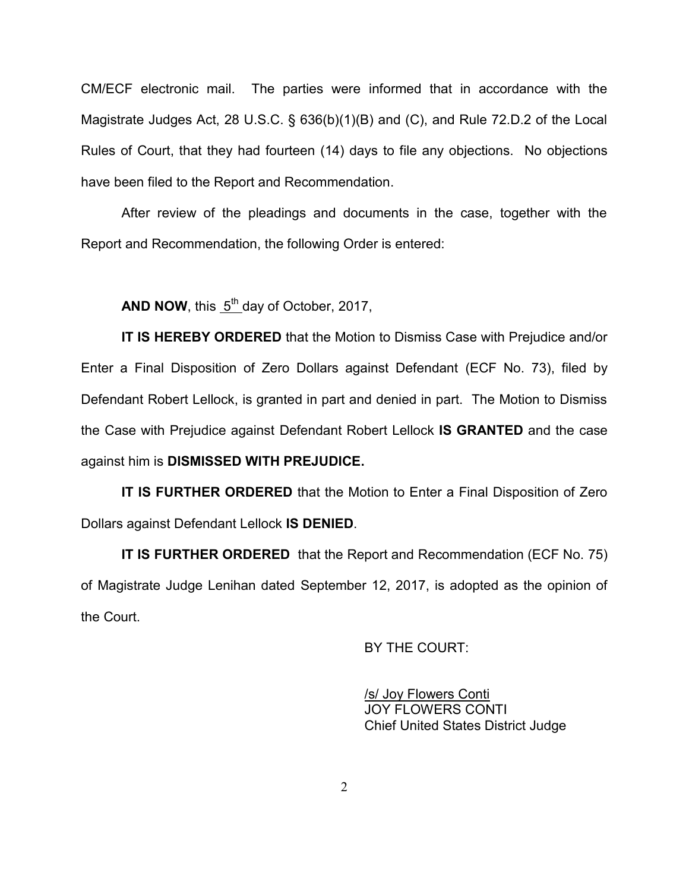CM/ECF electronic mail. The parties were informed that in accordance with the Magistrate Judges Act, 28 U.S.C. § 636(b)(1)(B) and (C), and Rule 72.D.2 of the Local Rules of Court, that they had fourteen (14) days to file any objections. No objections have been filed to the Report and Recommendation.

After review of the pleadings and documents in the case, together with the Report and Recommendation, the following Order is entered:

**AND NOW**, this 5th day of October, 2017,

**IT IS HEREBY ORDERED** that the Motion to Dismiss Case with Prejudice and/or Enter a Final Disposition of Zero Dollars against Defendant (ECF No. 73), filed by Defendant Robert Lellock, is granted in part and denied in part. The Motion to Dismiss the Case with Prejudice against Defendant Robert Lellock **IS GRANTED** and the case against him is **DISMISSED WITH PREJUDICE.**

**IT IS FURTHER ORDERED** that the Motion to Enter a Final Disposition of Zero Dollars against Defendant Lellock **IS DENIED**.

**IT IS FURTHER ORDERED** that the Report and Recommendation (ECF No. 75) of Magistrate Judge Lenihan dated September 12, 2017, is adopted as the opinion of the Court.

BY THE COURT:

/s/ Joy Flowers Conti
JOY FLOWERS CONTI
Chief United States District Judge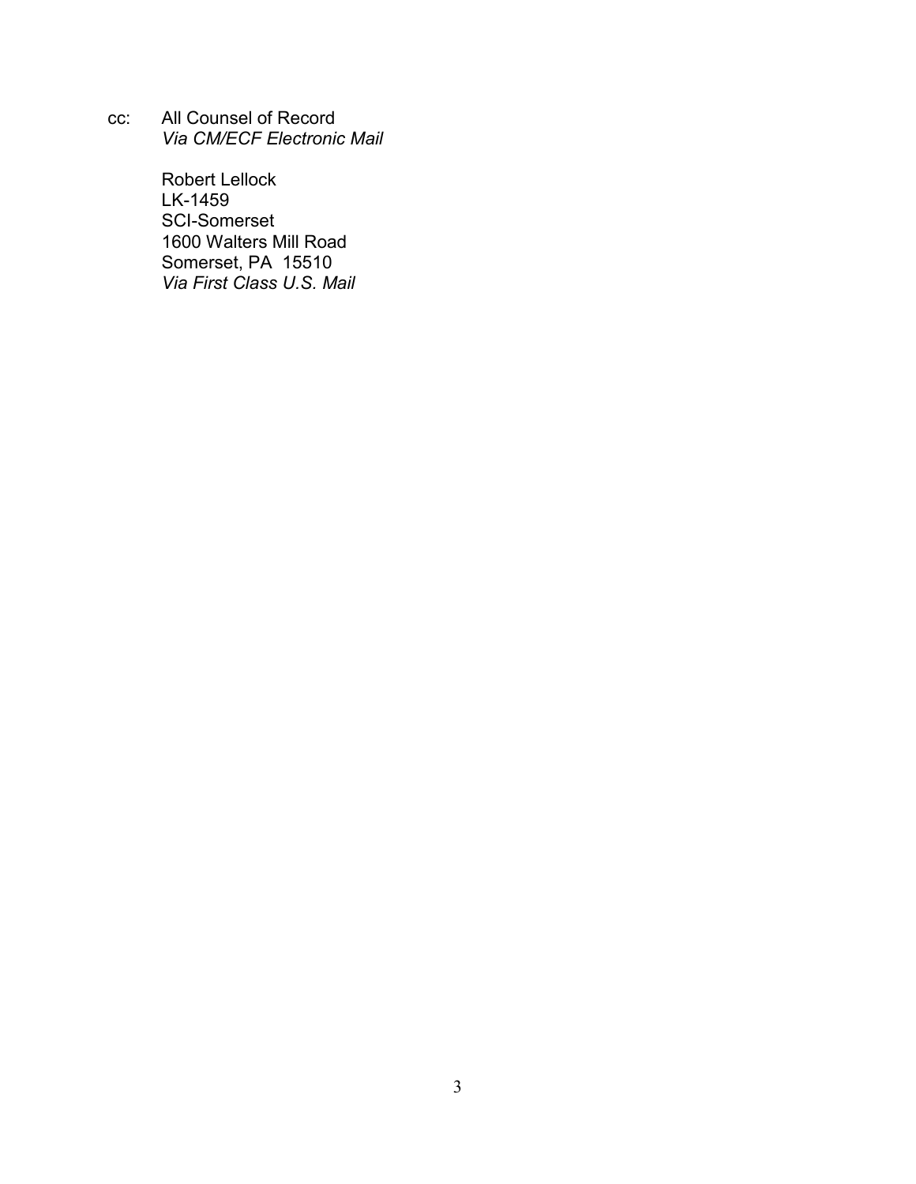cc: All Counsel of Record
*Via CM/ECF Electronic Mail*

Robert Lellock
LK-1459
SCI-Somerset
1600 Walters Mill Road
Somerset, PA 15510
*Via First Class U.S. Mail*